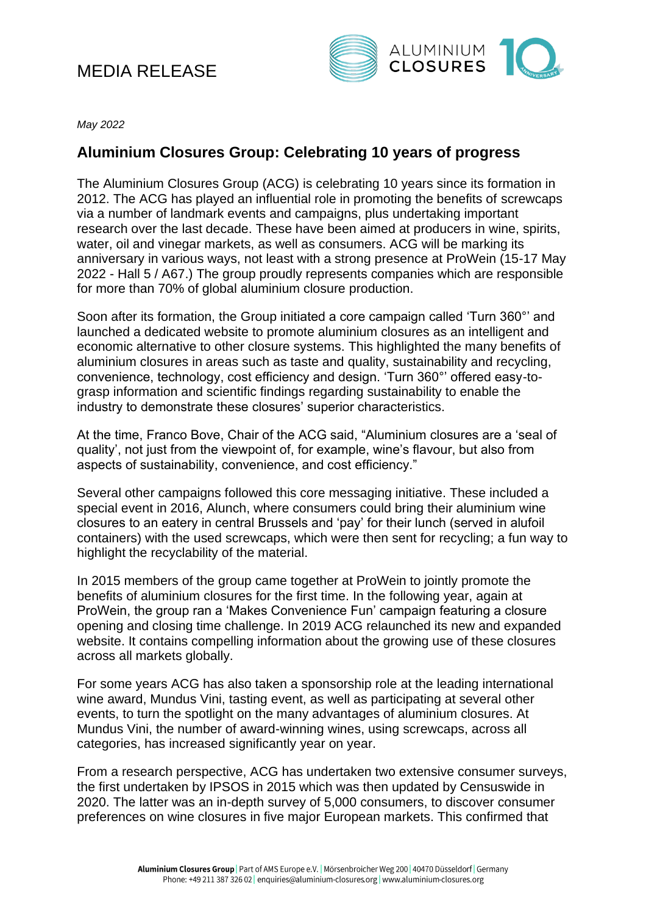# MEDIA RELEASE

*May 2022*

## Aluminium Closures Group: Celebrating 10 years of progress

The Aluminium Closures Group (ACG) is celebrating 10 years since its formation in 2012. The ACG has played an influential role in promoting the benefits of screwcaps via a number of landmark events and campaigns, plus undertaking important research over the last decade. These have been aimed at producers in wine, spirits, water, oil and vinegar markets, as well as consumers. ACG will be marking its anniversary in various ways, not least with a strong presence at ProWein (15-17 May 2022 - Hall 5 / A67.) The group proudly represents companies which are responsible for more than 70% of global aluminium closure production.

Soon after its formation, the Group initiated a core campaign called 'Turn 360°' and launched a dedicated website to promote aluminium closures as an intelligent and economic alternative to other closure systems. This highlighted the many benefits of aluminium closures in areas such as taste and quality, sustainability and recycling, convenience, technology, cost efficiency and design. 'Turn 360°' offered easy-to-grasp information and scientific findings regarding sustainability to enable the industry to demonstrate these closures' superior characteristics.

At the time, Franco Bove, Chair of the ACG said, "Aluminium closures are a 'seal of quality', not just from the viewpoint of, for example, wine's flavour, but also from aspects of sustainability, convenience, and cost efficiency."

Several other campaigns followed this core messaging initiative. These included a special event in 2016, Alunch, where consumers could bring their aluminium wine closures to an eatery in central Brussels and 'pay' for their lunch (served in alufoil containers) with the used screwcaps, which were then sent for recycling; a fun way to highlight the recyclability of the material.

In 2015 members of the group came together at ProWein to jointly promote the benefits of aluminium closures for the first time. In the following year, again at ProWein, the group ran a 'Makes Convenience Fun' campaign featuring a closure opening and closing time challenge. In 2019 ACG relaunched its new and expanded website. It contains compelling information about the growing use of these closures across all markets globally.

For some years ACG has also taken a sponsorship role at the leading international wine award, Mundus Vini, tasting event, as well as participating at several other events, to turn the spotlight on the many advantages of aluminium closures. At Mundus Vini, the number of award-winning wines, using screwcaps, across all categories, has increased significantly year on year.

From a research perspective, ACG has undertaken two extensive consumer surveys, the first undertaken by IPSOS in 2015 which was then updated by Censuswide in 2020. The latter was an in-depth survey of 5,000 consumers, to discover consumer preferences on wine closures in five major European markets. This confirmed that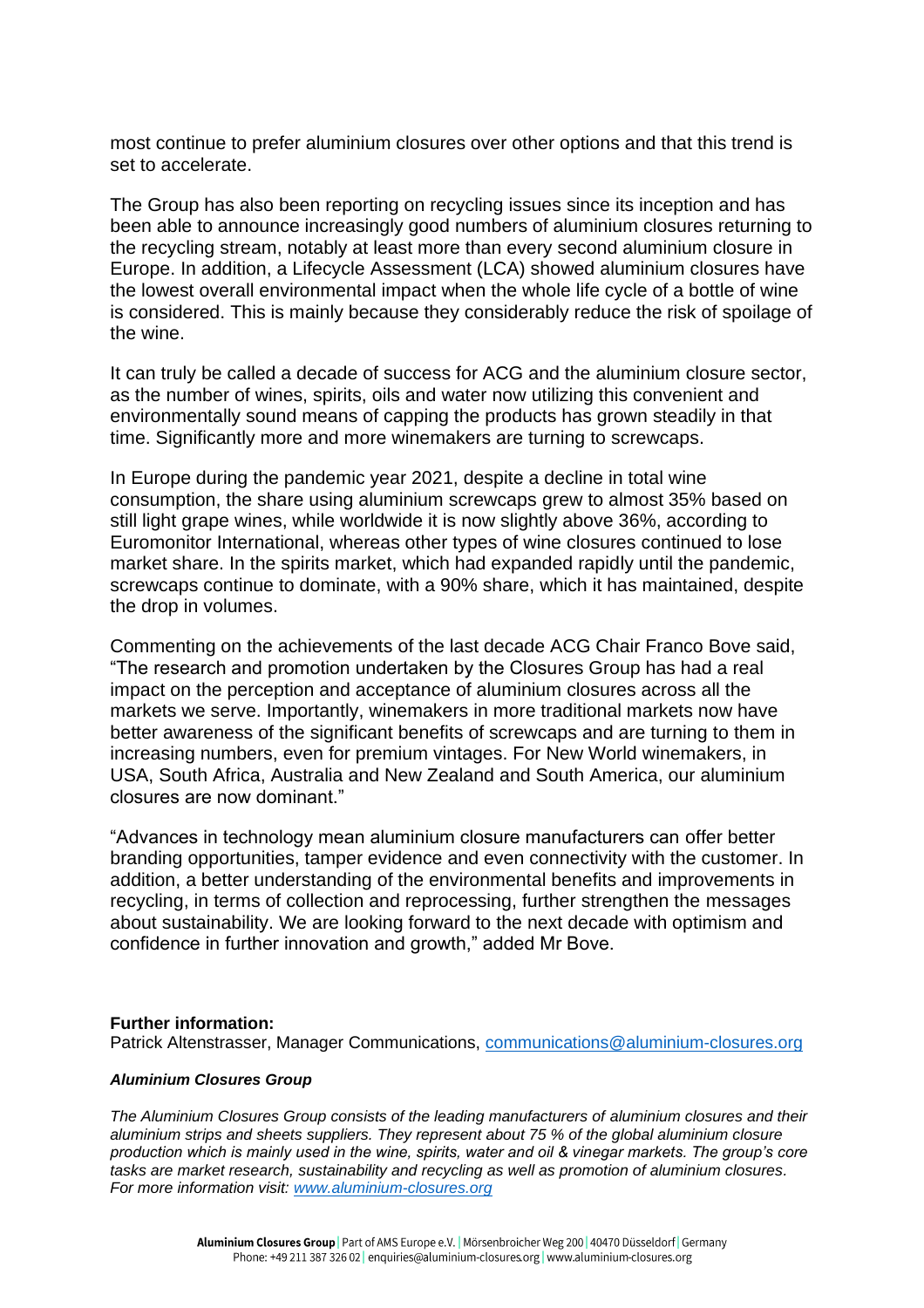most continue to prefer aluminium closures over other options and that this trend is set to accelerate.

The Group has also been reporting on recycling issues since its inception and has been able to announce increasingly good numbers of aluminium closures returning to the recycling stream, notably at least more than every second aluminium closure in Europe. In addition, a Lifecycle Assessment (LCA) showed aluminium closures have the lowest overall environmental impact when the whole life cycle of a bottle of wine is considered. This is mainly because they considerably reduce the risk of spoilage of the wine.

It can truly be called a decade of success for ACG and the aluminium closure sector, as the number of wines, spirits, oils and water now utilizing this convenient and environmentally sound means of capping the products has grown steadily in that time. Significantly more and more winemakers are turning to screwcaps.

In Europe during the pandemic year 2021, despite a decline in total wine consumption, the share using aluminium screwcaps grew to almost 35% based on still light grape wines, while worldwide it is now slightly above 36%, according to Euromonitor International, whereas other types of wine closures continued to lose market share. In the spirits market, which had expanded rapidly until the pandemic, screwcaps continue to dominate, with a 90% share, which it has maintained, despite the drop in volumes.

Commenting on the achievements of the last decade ACG Chair Franco Bove said, "The research and promotion undertaken by the Closures Group has had a real impact on the perception and acceptance of aluminium closures across all the markets we serve. Importantly, winemakers in more traditional markets now have better awareness of the significant benefits of screwcaps and are turning to them in increasing numbers, even for premium vintages. For New World winemakers, in USA, South Africa, Australia and New Zealand and South America, our aluminium closures are now dominant."

"Advances in technology mean aluminium closure manufacturers can offer better branding opportunities, tamper evidence and even connectivity with the customer. In addition, a better understanding of the environmental benefits and improvements in recycling, in terms of collection and reprocessing, further strengthen the messages about sustainability. We are looking forward to the next decade with optimism and confidence in further innovation and growth," added Mr Bove.

**Further information:**
Patrick Altenstrasser, Manager Communications, communications@aluminium-closures.org

***Aluminium Closures Group***

*The Aluminium Closures Group consists of the leading manufacturers of aluminium closures and their aluminium strips and sheets suppliers. They represent about 75 % of the global aluminium closure production which is mainly used in the wine, spirits, water and oil & vinegar markets. The group's core tasks are market research, sustainability and recycling as well as promotion of aluminium closures. For more information visit: www.aluminium-closures.org*

**Aluminium Closures Group** | Part of AMS Europe e.V. | Mörsenbroicher Weg 200 | 40470 Düsseldorf | Germany
Phone: +49 211 387 326 02 | enquiries@aluminium-closures.org | www.aluminium-closures.org